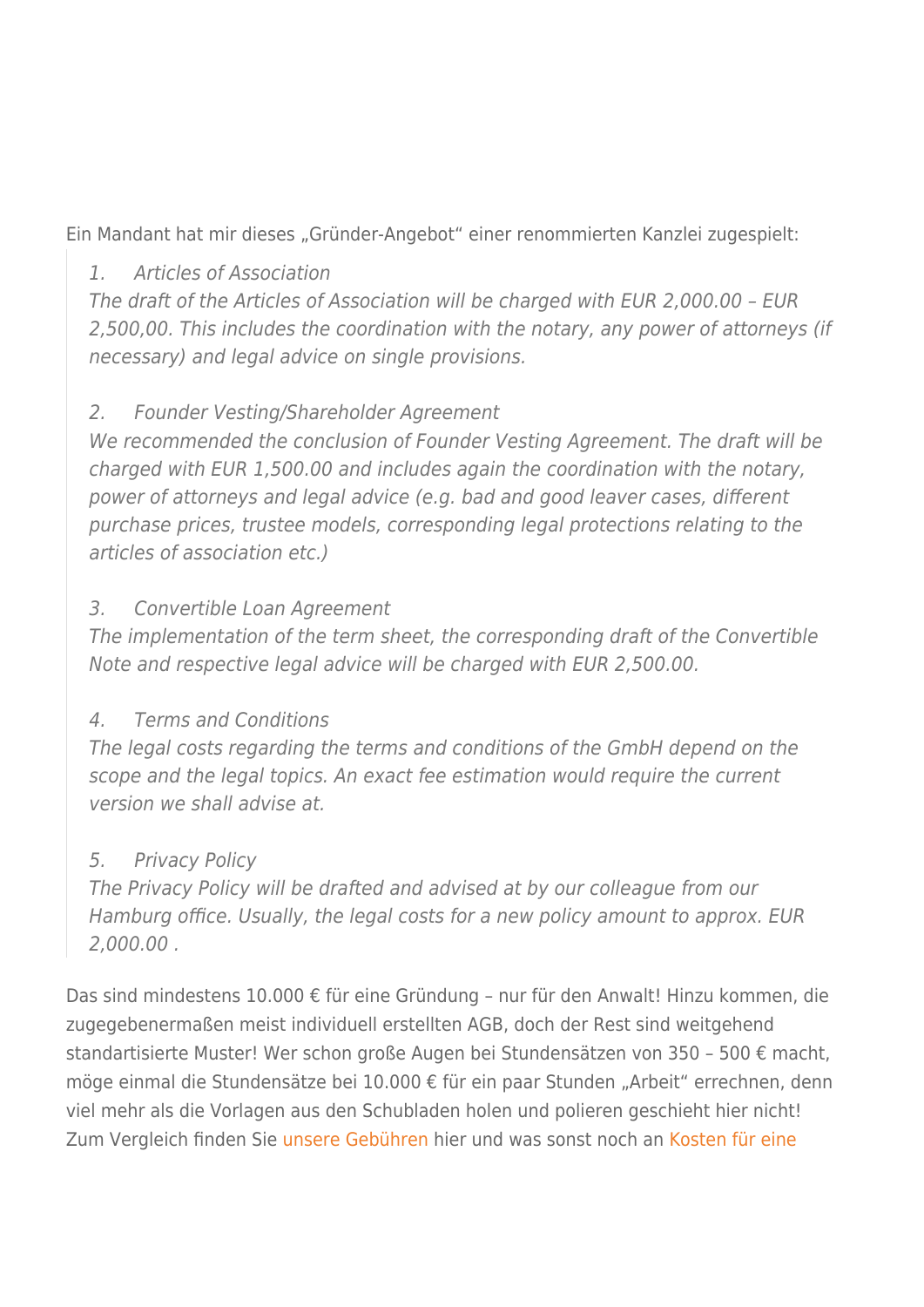Ein Mandant hat mir dieses „Gründer-Angebot" einer renommierten Kanzlei zugespielt:

> *1. Articles of Association*
> *The draft of the Articles of Association will be charged with EUR 2,000.00 – EUR 2,500,00. This includes the coordination with the notary, any power of attorneys (if necessary) and legal advice on single provisions.*
>
> *2. Founder Vesting/Shareholder Agreement*
> *We recommended the conclusion of Founder Vesting Agreement. The draft will be charged with EUR 1,500.00 and includes again the coordination with the notary, power of attorneys and legal advice (e.g. bad and good leaver cases, different purchase prices, trustee models, corresponding legal protections relating to the articles of association etc.)*
>
> *3. Convertible Loan Agreement*
> *The implementation of the term sheet, the corresponding draft of the Convertible Note and respective legal advice will be charged with EUR 2,500.00.*
>
> *4. Terms and Conditions*
> *The legal costs regarding the terms and conditions of the GmbH depend on the scope and the legal topics. An exact fee estimation would require the current version we shall advise at.*
>
> *5. Privacy Policy*
> *The Privacy Policy will be drafted and advised at by our colleague from our Hamburg office. Usually, the legal costs for a new policy amount to approx. EUR 2,000.00 .*

Das sind mindestens 10.000 € für eine Gründung – nur für den Anwalt! Hinzu kommen, die zugegebenermaßen meist individuell erstellten AGB, doch der Rest sind weitgehend standartisierte Muster! Wer schon große Augen bei Stundensätzen von 350 – 500 € macht, möge einmal die Stundensätze bei 10.000 € für ein paar Stunden „Arbeit" errechnen, denn viel mehr als die Vorlagen aus den Schubladen holen und polieren geschieht hier nicht! Zum Vergleich finden Sie unsere Gebühren hier und was sonst noch an Kosten für eine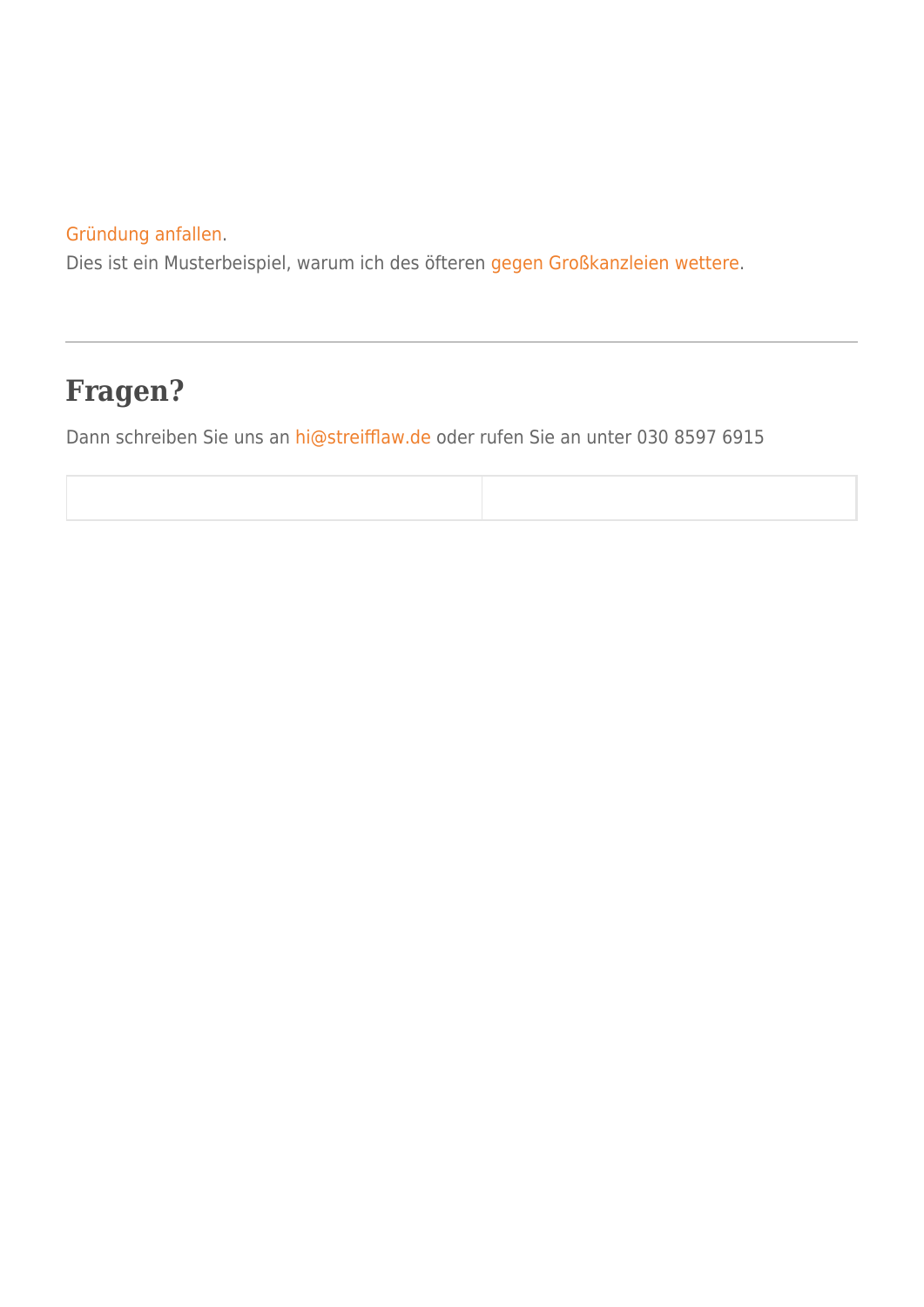Gründung anfallen.
Dies ist ein Musterbeispiel, warum ich des öfteren gegen Großkanzleien wettere.

---

## Fragen?

Dann schreiben Sie uns an hi@streifflaw.de oder rufen Sie an unter 030 8597 6915

| | |
|---|---|